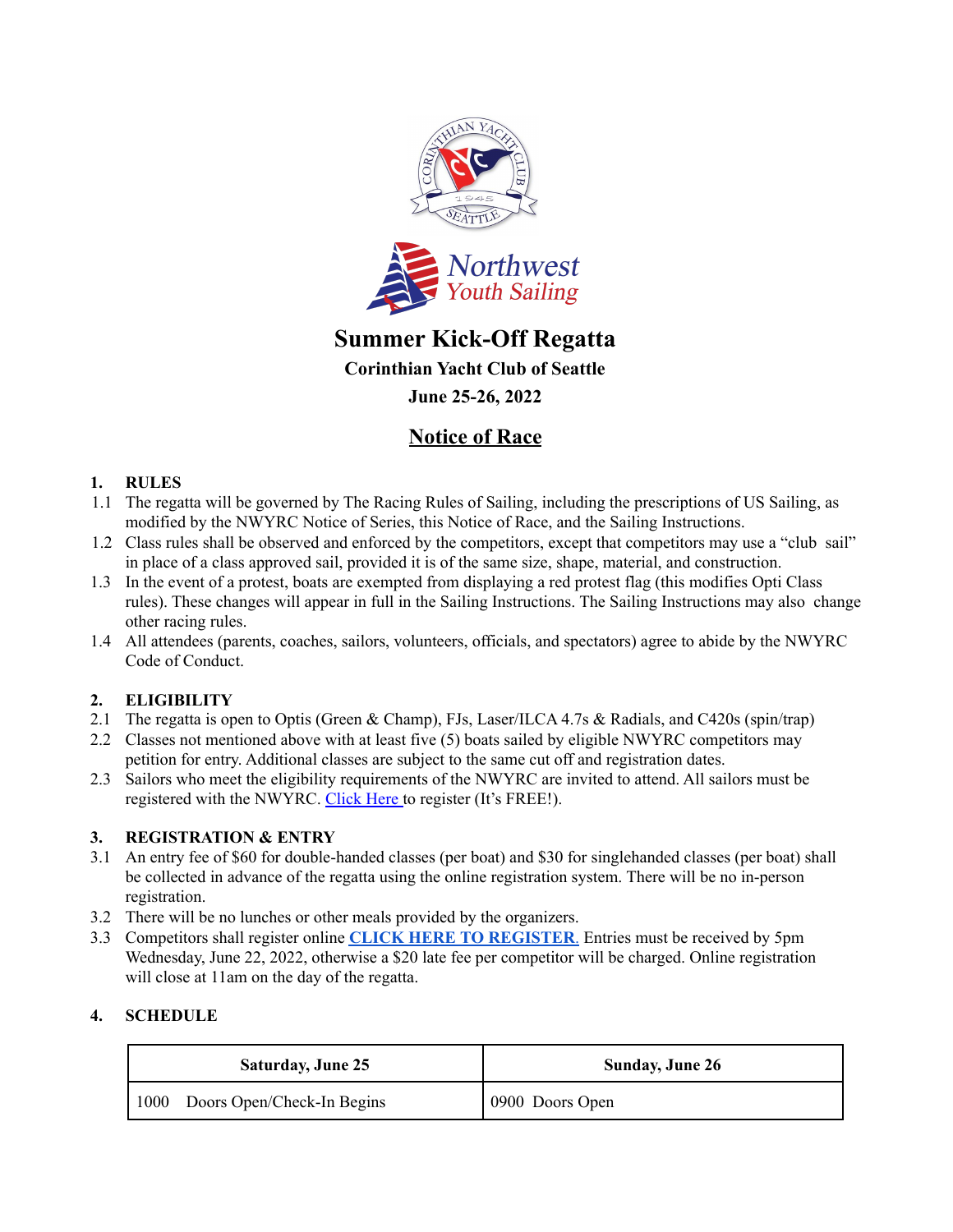# Summer Kick-Off Regatta

**Corinthian Yacht Club of Seattle**

**June 25-26, 2022**

## Notice of Race

### 1. RULES

1.1 The regatta will be governed by The Racing Rules of Sailing, including the prescriptions of US Sailing, as modified by the NWYRC Notice of Series, this Notice of Race, and the Sailing Instructions.

1.2 Class rules shall be observed and enforced by the competitors, except that competitors may use a "club sail" in place of a class approved sail, provided it is of the same size, shape, material, and construction.

1.3 In the event of a protest, boats are exempted from displaying a red protest flag (this modifies Opti Class rules). These changes will appear in full in the Sailing Instructions. The Sailing Instructions may also change other racing rules.

1.4 All attendees (parents, coaches, sailors, volunteers, officials, and spectators) agree to abide by the NWYRC Code of Conduct.

### 2. ELIGIBILITY

2.1 The regatta is open to Optis (Green & Champ), FJs, Laser/ILCA 4.7s & Radials, and C420s (spin/trap)

2.2 Classes not mentioned above with at least five (5) boats sailed by eligible NWYRC competitors may petition for entry. Additional classes are subject to the same cut off and registration dates.

2.3 Sailors who meet the eligibility requirements of the NWYRC are invited to attend. All sailors must be registered with the NWYRC. Click Here to register (It's FREE!).

### 3. REGISTRATION & ENTRY

3.1 An entry fee of $60 for double-handed classes (per boat) and $30 for singlehanded classes (per boat) shall be collected in advance of the regatta using the online registration system. There will be no in-person registration.

3.2 There will be no lunches or other meals provided by the organizers.

3.3 Competitors shall register online **CLICK HERE TO REGISTER**. Entries must be received by 5pm Wednesday, June 22, 2022, otherwise a $20 late fee per competitor will be charged. Online registration will close at 11am on the day of the regatta.

### 4. SCHEDULE

| Saturday, June 25 | Sunday, June 26 |
|---|---|
| 1000 Doors Open/Check-In Begins | 0900 Doors Open |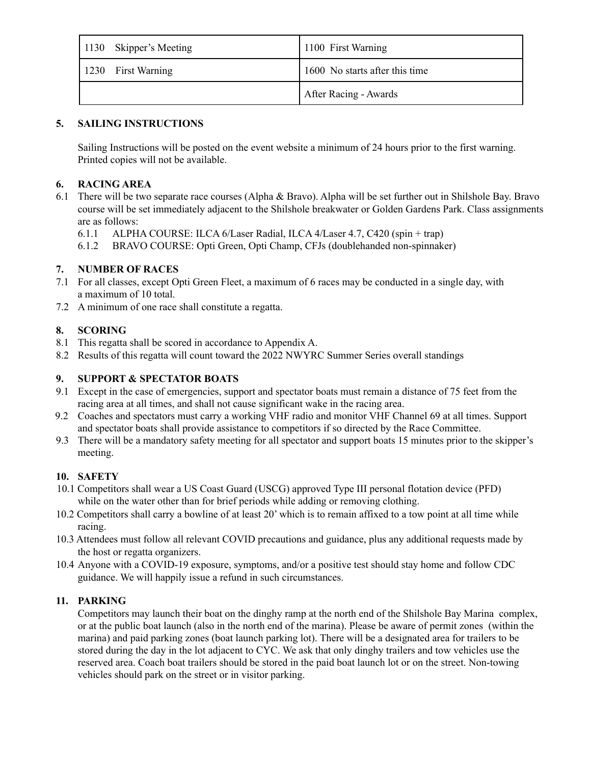| 1130 Skipper's Meeting | 1100 First Warning |
|---|---|
| 1230 First Warning | 1600 No starts after this time |
| | After Racing - Awards |

## 5. SAILING INSTRUCTIONS

Sailing Instructions will be posted on the event website a minimum of 24 hours prior to the first warning. Printed copies will not be available.

## 6. RACING AREA

6.1 There will be two separate race courses (Alpha & Bravo). Alpha will be set further out in Shilshole Bay. Bravo course will be set immediately adjacent to the Shilshole breakwater or Golden Gardens Park. Class assignments are as follows:

6.1.1 ALPHA COURSE: ILCA 6/Laser Radial, ILCA 4/Laser 4.7, C420 (spin + trap)

6.1.2 BRAVO COURSE: Opti Green, Opti Champ, CFJs (doublehanded non-spinnaker)

## 7. NUMBER OF RACES

7.1 For all classes, except Opti Green Fleet, a maximum of 6 races may be conducted in a single day, with a maximum of 10 total.

7.2 A minimum of one race shall constitute a regatta.

## 8. SCORING

8.1 This regatta shall be scored in accordance to Appendix A.

8.2 Results of this regatta will count toward the 2022 NWYRC Summer Series overall standings

## 9. SUPPORT & SPECTATOR BOATS

9.1 Except in the case of emergencies, support and spectator boats must remain a distance of 75 feet from the racing area at all times, and shall not cause significant wake in the racing area.

9.2 Coaches and spectators must carry a working VHF radio and monitor VHF Channel 69 at all times. Support and spectator boats shall provide assistance to competitors if so directed by the Race Committee.

9.3 There will be a mandatory safety meeting for all spectator and support boats 15 minutes prior to the skipper's meeting.

## 10. SAFETY

10.1 Competitors shall wear a US Coast Guard (USCG) approved Type III personal flotation device (PFD) while on the water other than for brief periods while adding or removing clothing.

10.2 Competitors shall carry a bowline of at least 20' which is to remain affixed to a tow point at all time while racing.

10.3 Attendees must follow all relevant COVID precautions and guidance, plus any additional requests made by the host or regatta organizers.

10.4 Anyone with a COVID-19 exposure, symptoms, and/or a positive test should stay home and follow CDC guidance. We will happily issue a refund in such circumstances.

## 11. PARKING

Competitors may launch their boat on the dinghy ramp at the north end of the Shilshole Bay Marina complex, or at the public boat launch (also in the north end of the marina). Please be aware of permit zones (within the marina) and paid parking zones (boat launch parking lot). There will be a designated area for trailers to be stored during the day in the lot adjacent to CYC. We ask that only dinghy trailers and tow vehicles use the reserved area. Coach boat trailers should be stored in the paid boat launch lot or on the street. Non-towing vehicles should park on the street or in visitor parking.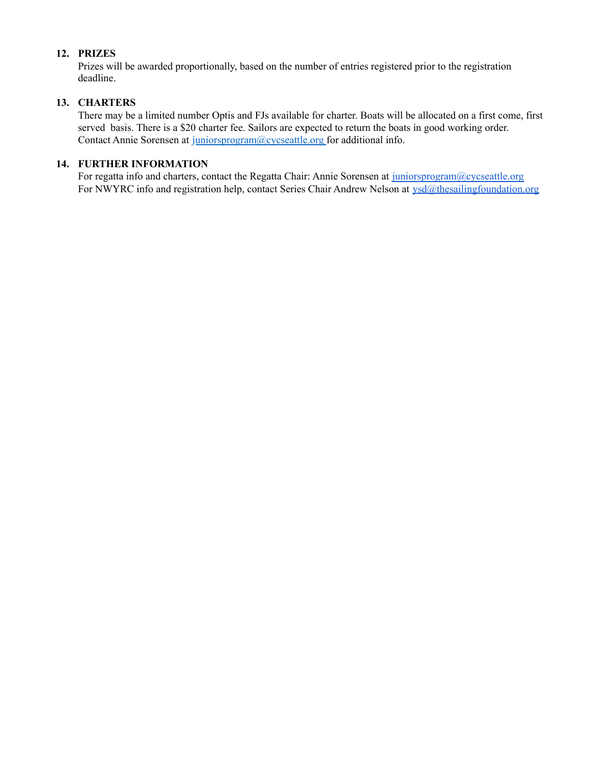12. **PRIZES**

    Prizes will be awarded proportionally, based on the number of entries registered prior to the registration deadline.

13. **CHARTERS**

    There may be a limited number Optis and FJs available for charter. Boats will be allocated on a first come, first served basis. There is a $20 charter fee. Sailors are expected to return the boats in good working order. Contact Annie Sorensen at [juniorsprogram@cycseattle.org](mailto:juniorsprogram@cycseattle.org) for additional info.

14. **FURTHER INFORMATION**

    For regatta info and charters, contact the Regatta Chair: Annie Sorensen at [juniorsprogram@cycseattle.org](mailto:juniorsprogram@cycseattle.org)
    For NWYRC info and registration help, contact Series Chair Andrew Nelson at [ysd@thesailingfoundation.org](mailto:ysd@thesailingfoundation.org)